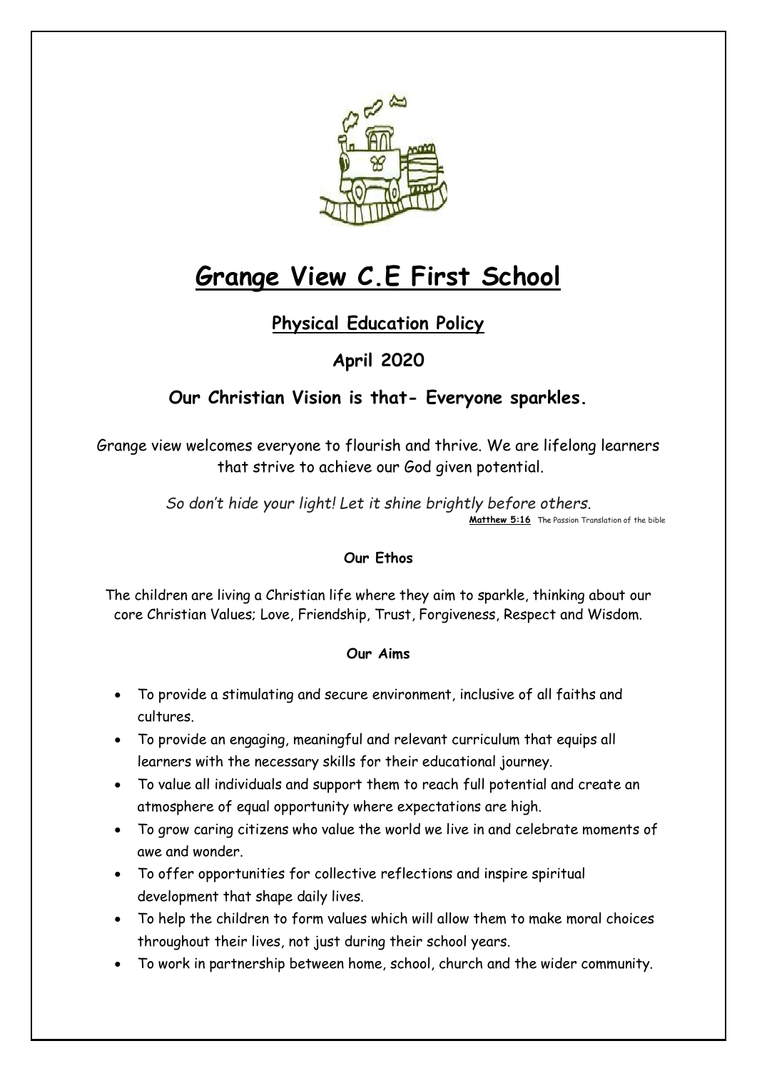# Grange View C.E First School

## Physical Education Policy

### April 2020

### Our Christian Vision is that- Everyone sparkles.

Grange view welcomes everyone to flourish and thrive. We are lifelong learners that strive to achieve our God given potential.

*So don't hide your light! Let it shine brightly before others.*

**Matthew 5:16** The Passion Translation of the bible

**Our Ethos**

The children are living a Christian life where they aim to sparkle, thinking about our core Christian Values; Love, Friendship, Trust, Forgiveness, Respect and Wisdom.

**Our Aims**

- To provide a stimulating and secure environment, inclusive of all faiths and cultures.
- To provide an engaging, meaningful and relevant curriculum that equips all learners with the necessary skills for their educational journey.
- To value all individuals and support them to reach full potential and create an atmosphere of equal opportunity where expectations are high.
- To grow caring citizens who value the world we live in and celebrate moments of awe and wonder.
- To offer opportunities for collective reflections and inspire spiritual development that shape daily lives.
- To help the children to form values which will allow them to make moral choices throughout their lives, not just during their school years.
- To work in partnership between home, school, church and the wider community.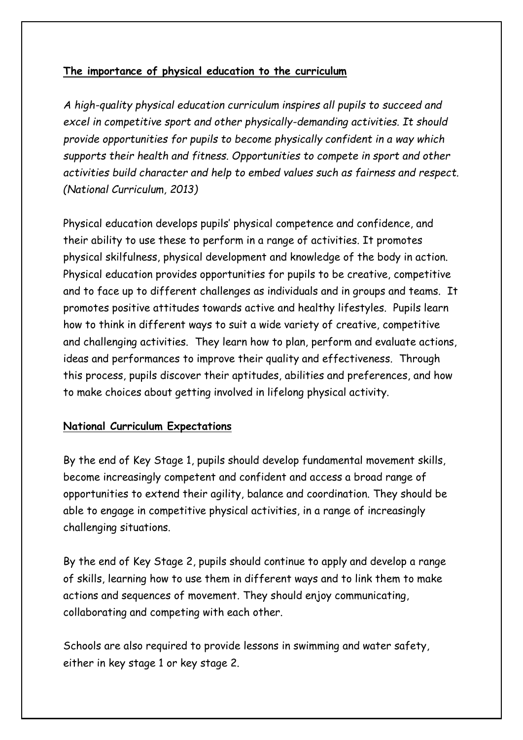## The importance of physical education to the curriculum

*A high-quality physical education curriculum inspires all pupils to succeed and excel in competitive sport and other physically-demanding activities. It should provide opportunities for pupils to become physically confident in a way which supports their health and fitness. Opportunities to compete in sport and other activities build character and help to embed values such as fairness and respect. (National Curriculum, 2013)*

Physical education develops pupils' physical competence and confidence, and their ability to use these to perform in a range of activities. It promotes physical skilfulness, physical development and knowledge of the body in action. Physical education provides opportunities for pupils to be creative, competitive and to face up to different challenges as individuals and in groups and teams. It promotes positive attitudes towards active and healthy lifestyles. Pupils learn how to think in different ways to suit a wide variety of creative, competitive and challenging activities. They learn how to plan, perform and evaluate actions, ideas and performances to improve their quality and effectiveness. Through this process, pupils discover their aptitudes, abilities and preferences, and how to make choices about getting involved in lifelong physical activity.

## National Curriculum Expectations

By the end of Key Stage 1, pupils should develop fundamental movement skills, become increasingly competent and confident and access a broad range of opportunities to extend their agility, balance and coordination. They should be able to engage in competitive physical activities, in a range of increasingly challenging situations.

By the end of Key Stage 2, pupils should continue to apply and develop a range of skills, learning how to use them in different ways and to link them to make actions and sequences of movement. They should enjoy communicating, collaborating and competing with each other.

Schools are also required to provide lessons in swimming and water safety, either in key stage 1 or key stage 2.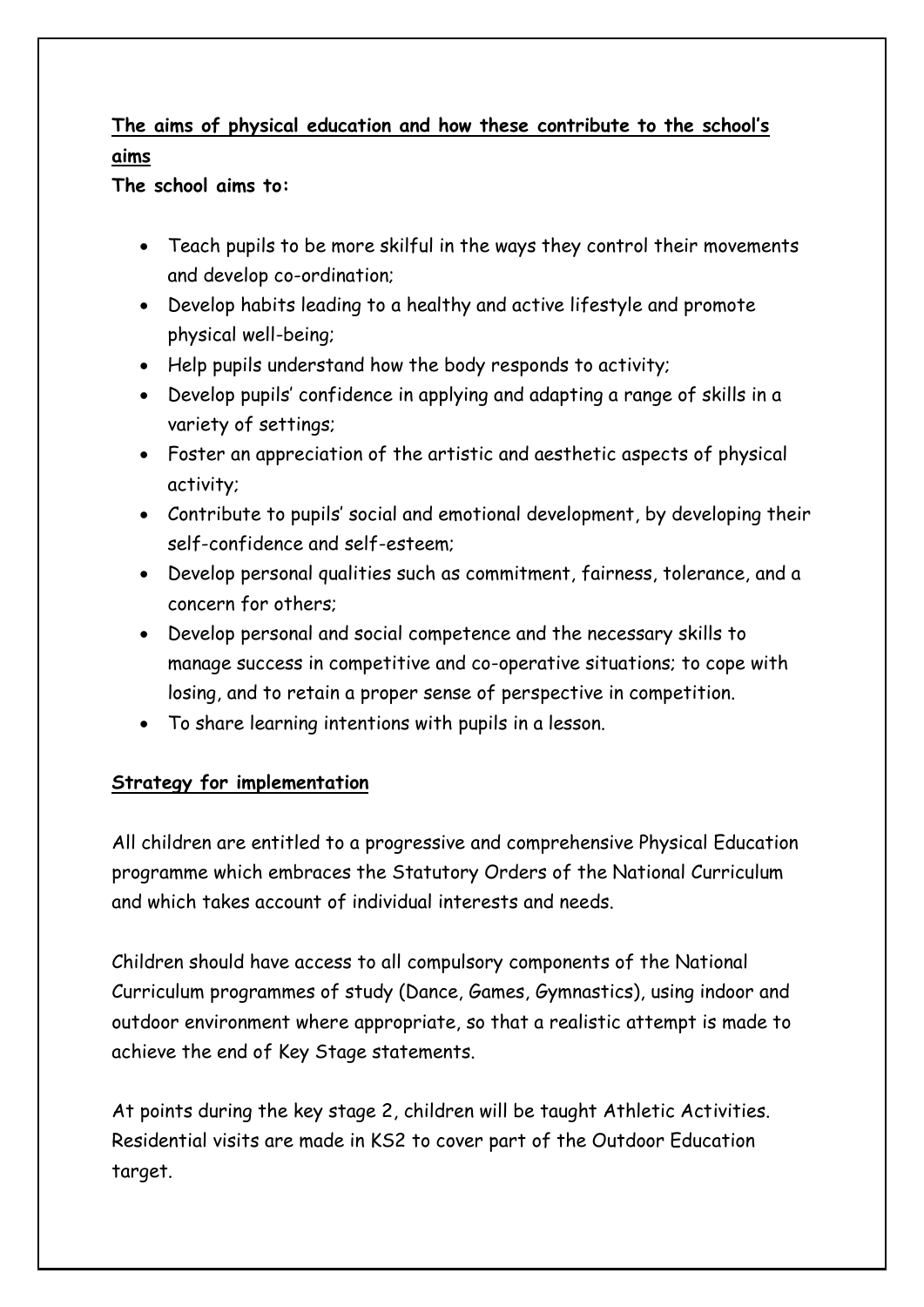## The aims of physical education and how these contribute to the school's aims

**The school aims to:**

- Teach pupils to be more skilful in the ways they control their movements and develop co-ordination;
- Develop habits leading to a healthy and active lifestyle and promote physical well-being;
- Help pupils understand how the body responds to activity;
- Develop pupils' confidence in applying and adapting a range of skills in a variety of settings;
- Foster an appreciation of the artistic and aesthetic aspects of physical activity;
- Contribute to pupils' social and emotional development, by developing their self-confidence and self-esteem;
- Develop personal qualities such as commitment, fairness, tolerance, and a concern for others;
- Develop personal and social competence and the necessary skills to manage success in competitive and co-operative situations; to cope with losing, and to retain a proper sense of perspective in competition.
- To share learning intentions with pupils in a lesson.

## Strategy for implementation

All children are entitled to a progressive and comprehensive Physical Education programme which embraces the Statutory Orders of the National Curriculum and which takes account of individual interests and needs.

Children should have access to all compulsory components of the National Curriculum programmes of study (Dance, Games, Gymnastics), using indoor and outdoor environment where appropriate, so that a realistic attempt is made to achieve the end of Key Stage statements.

At points during the key stage 2, children will be taught Athletic Activities. Residential visits are made in KS2 to cover part of the Outdoor Education target.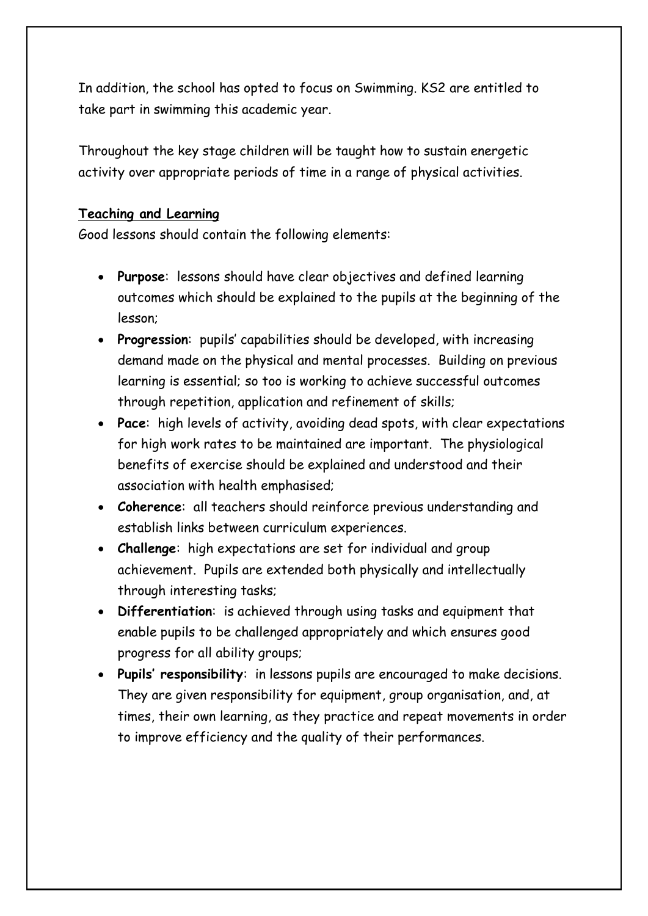In addition, the school has opted to focus on Swimming. KS2 are entitled to take part in swimming this academic year.

Throughout the key stage children will be taught how to sustain energetic activity over appropriate periods of time in a range of physical activities.

**Teaching and Learning**

Good lessons should contain the following elements:

- **Purpose**: lessons should have clear objectives and defined learning outcomes which should be explained to the pupils at the beginning of the lesson;
- **Progression**: pupils' capabilities should be developed, with increasing demand made on the physical and mental processes. Building on previous learning is essential; so too is working to achieve successful outcomes through repetition, application and refinement of skills;
- **Pace**: high levels of activity, avoiding dead spots, with clear expectations for high work rates to be maintained are important. The physiological benefits of exercise should be explained and understood and their association with health emphasised;
- **Coherence**: all teachers should reinforce previous understanding and establish links between curriculum experiences.
- **Challenge**: high expectations are set for individual and group achievement. Pupils are extended both physically and intellectually through interesting tasks;
- **Differentiation**: is achieved through using tasks and equipment that enable pupils to be challenged appropriately and which ensures good progress for all ability groups;
- **Pupils' responsibility**: in lessons pupils are encouraged to make decisions. They are given responsibility for equipment, group organisation, and, at times, their own learning, as they practice and repeat movements in order to improve efficiency and the quality of their performances.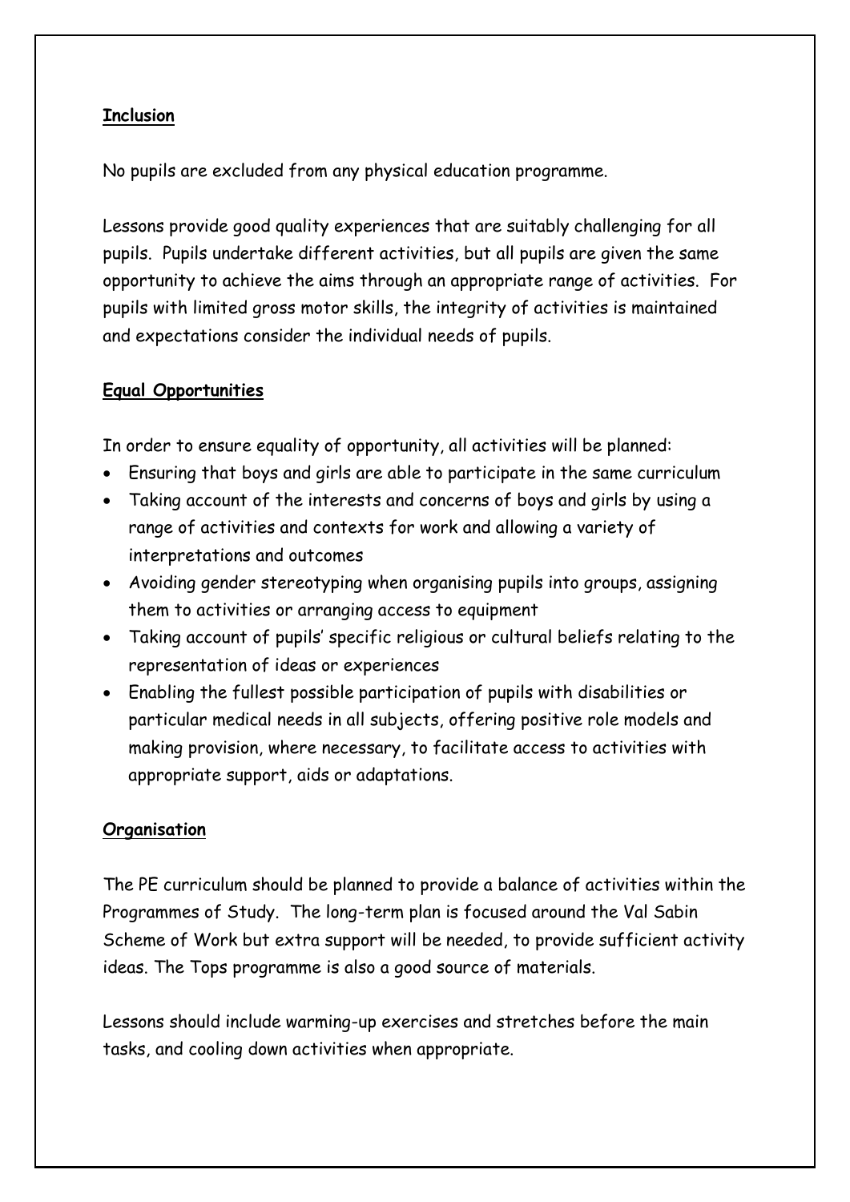**Inclusion**

No pupils are excluded from any physical education programme.

Lessons provide good quality experiences that are suitably challenging for all pupils. Pupils undertake different activities, but all pupils are given the same opportunity to achieve the aims through an appropriate range of activities. For pupils with limited gross motor skills, the integrity of activities is maintained and expectations consider the individual needs of pupils.

**Equal Opportunities**

In order to ensure equality of opportunity, all activities will be planned:

- Ensuring that boys and girls are able to participate in the same curriculum
- Taking account of the interests and concerns of boys and girls by using a range of activities and contexts for work and allowing a variety of interpretations and outcomes
- Avoiding gender stereotyping when organising pupils into groups, assigning them to activities or arranging access to equipment
- Taking account of pupils' specific religious or cultural beliefs relating to the representation of ideas or experiences
- Enabling the fullest possible participation of pupils with disabilities or particular medical needs in all subjects, offering positive role models and making provision, where necessary, to facilitate access to activities with appropriate support, aids or adaptations.

**Organisation**

The PE curriculum should be planned to provide a balance of activities within the Programmes of Study. The long-term plan is focused around the Val Sabin Scheme of Work but extra support will be needed, to provide sufficient activity ideas. The Tops programme is also a good source of materials.

Lessons should include warming-up exercises and stretches before the main tasks, and cooling down activities when appropriate.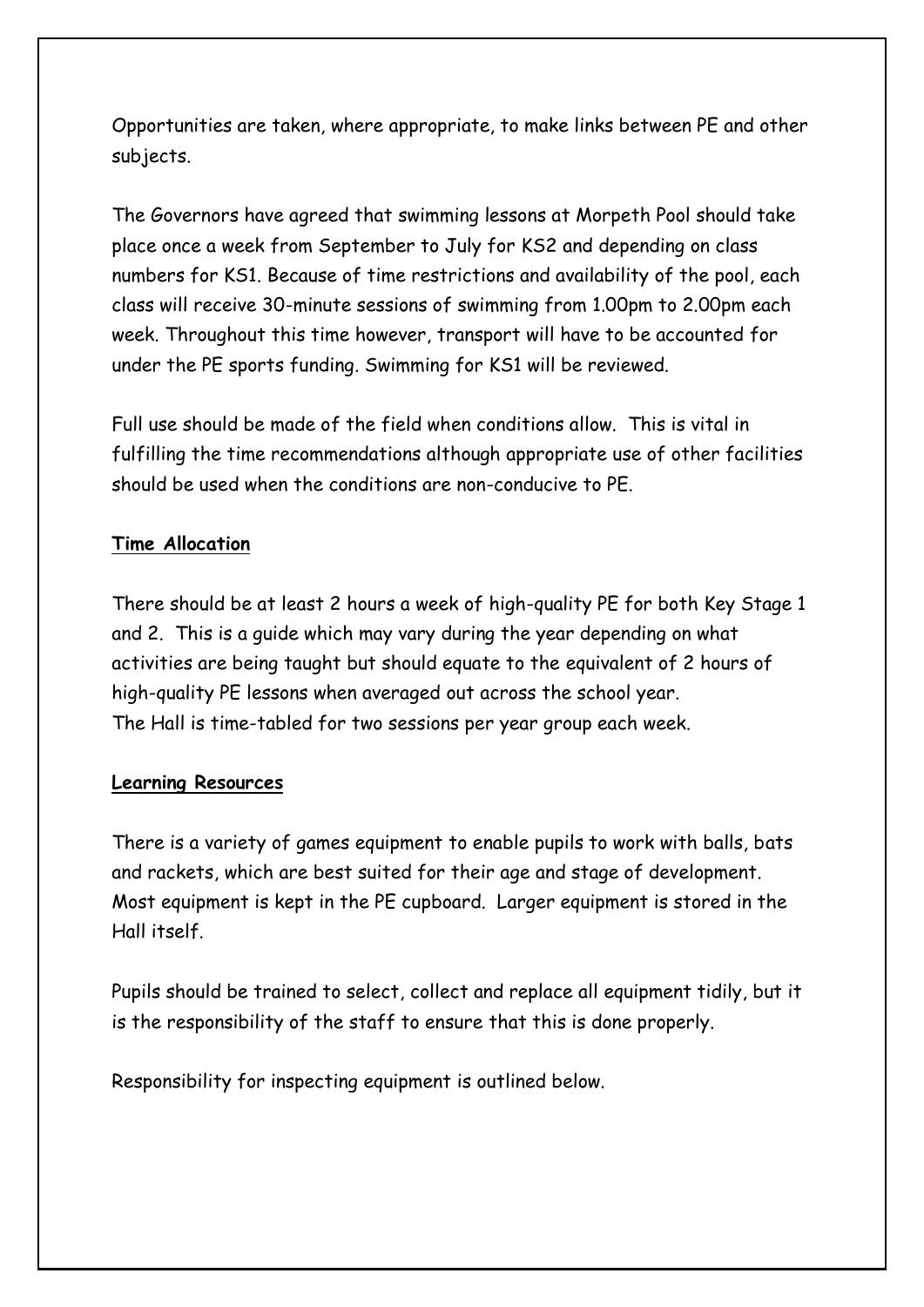Opportunities are taken, where appropriate, to make links between PE and other subjects.

The Governors have agreed that swimming lessons at Morpeth Pool should take place once a week from September to July for KS2 and depending on class numbers for KS1. Because of time restrictions and availability of the pool, each class will receive 30-minute sessions of swimming from 1.00pm to 2.00pm each week. Throughout this time however, transport will have to be accounted for under the PE sports funding. Swimming for KS1 will be reviewed.

Full use should be made of the field when conditions allow. This is vital in fulfilling the time recommendations although appropriate use of other facilities should be used when the conditions are non-conducive to PE.

**Time Allocation**

There should be at least 2 hours a week of high-quality PE for both Key Stage 1 and 2. This is a guide which may vary during the year depending on what activities are being taught but should equate to the equivalent of 2 hours of high-quality PE lessons when averaged out across the school year.
The Hall is time-tabled for two sessions per year group each week.

**Learning Resources**

There is a variety of games equipment to enable pupils to work with balls, bats and rackets, which are best suited for their age and stage of development. Most equipment is kept in the PE cupboard. Larger equipment is stored in the Hall itself.

Pupils should be trained to select, collect and replace all equipment tidily, but it is the responsibility of the staff to ensure that this is done properly.

Responsibility for inspecting equipment is outlined below.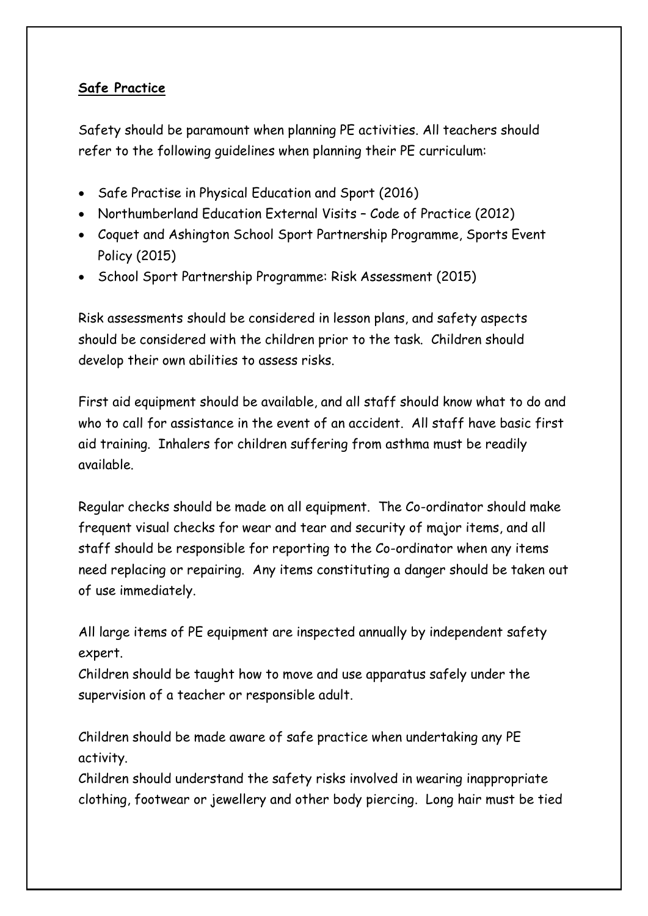**Safe Practice**

Safety should be paramount when planning PE activities. All teachers should refer to the following guidelines when planning their PE curriculum:

- Safe Practise in Physical Education and Sport (2016)
- Northumberland Education External Visits – Code of Practice (2012)
- Coquet and Ashington School Sport Partnership Programme, Sports Event Policy (2015)
- School Sport Partnership Programme: Risk Assessment (2015)

Risk assessments should be considered in lesson plans, and safety aspects should be considered with the children prior to the task. Children should develop their own abilities to assess risks.

First aid equipment should be available, and all staff should know what to do and who to call for assistance in the event of an accident. All staff have basic first aid training. Inhalers for children suffering from asthma must be readily available.

Regular checks should be made on all equipment. The Co-ordinator should make frequent visual checks for wear and tear and security of major items, and all staff should be responsible for reporting to the Co-ordinator when any items need replacing or repairing. Any items constituting a danger should be taken out of use immediately.

All large items of PE equipment are inspected annually by independent safety expert.
Children should be taught how to move and use apparatus safely under the supervision of a teacher or responsible adult.

Children should be made aware of safe practice when undertaking any PE activity.
Children should understand the safety risks involved in wearing inappropriate clothing, footwear or jewellery and other body piercing. Long hair must be tied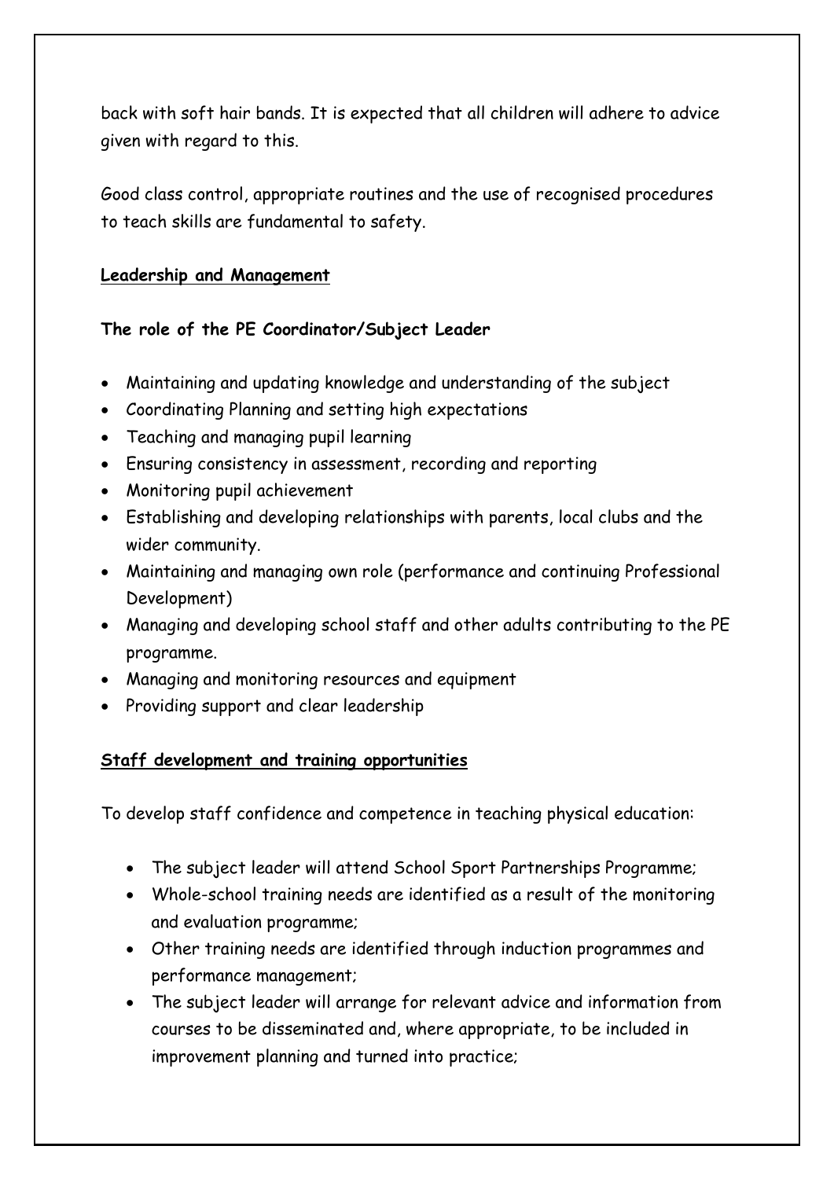back with soft hair bands. It is expected that all children will adhere to advice given with regard to this.

Good class control, appropriate routines and the use of recognised procedures to teach skills are fundamental to safety.

## Leadership and Management

### The role of the PE Coordinator/Subject Leader

- Maintaining and updating knowledge and understanding of the subject
- Coordinating Planning and setting high expectations
- Teaching and managing pupil learning
- Ensuring consistency in assessment, recording and reporting
- Monitoring pupil achievement
- Establishing and developing relationships with parents, local clubs and the wider community.
- Maintaining and managing own role (performance and continuing Professional Development)
- Managing and developing school staff and other adults contributing to the PE programme.
- Managing and monitoring resources and equipment
- Providing support and clear leadership

## Staff development and training opportunities

To develop staff confidence and competence in teaching physical education:

- The subject leader will attend School Sport Partnerships Programme;
- Whole-school training needs are identified as a result of the monitoring and evaluation programme;
- Other training needs are identified through induction programmes and performance management;
- The subject leader will arrange for relevant advice and information from courses to be disseminated and, where appropriate, to be included in improvement planning and turned into practice;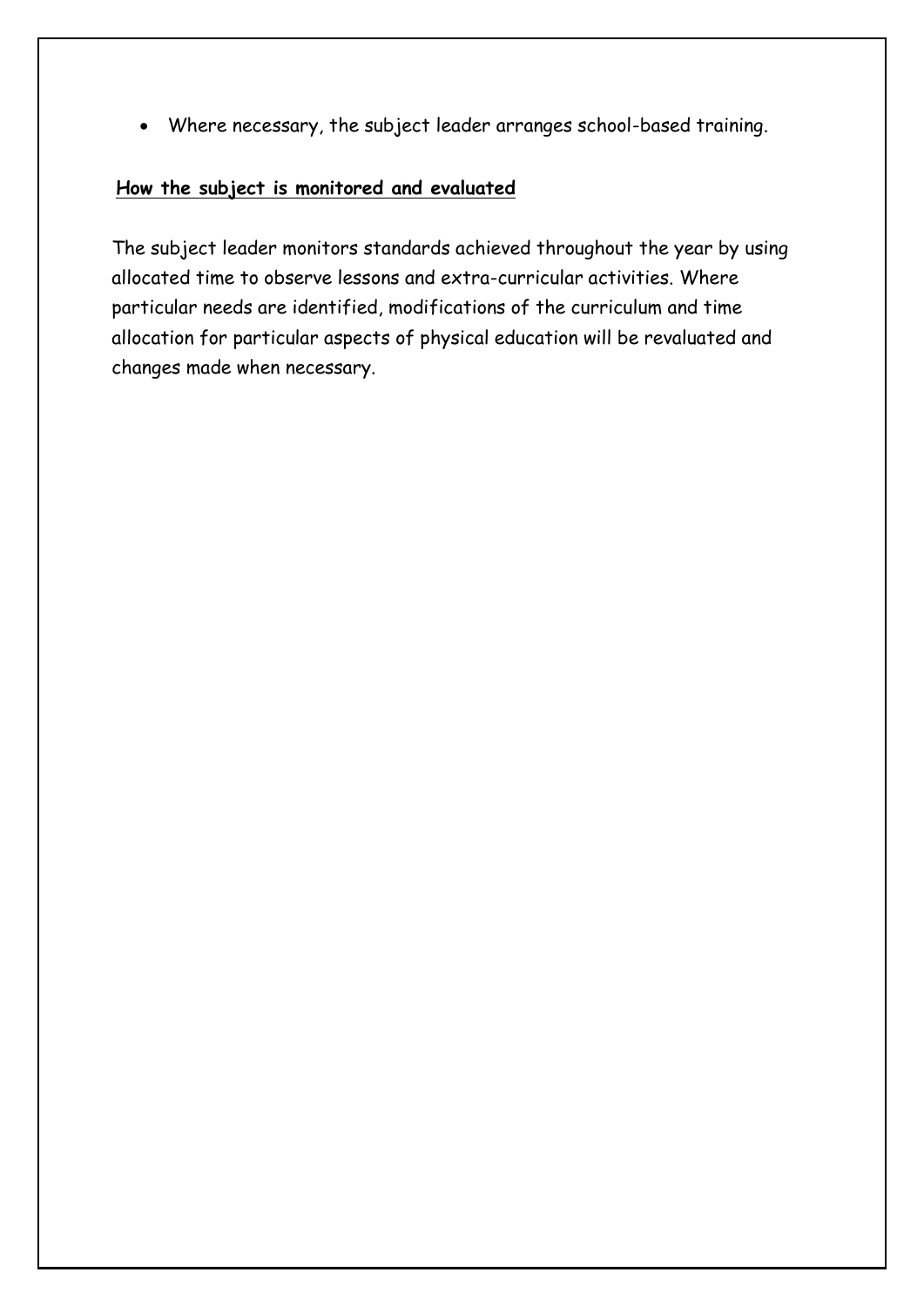- Where necessary, the subject leader arranges school-based training.

## How the subject is monitored and evaluated

The subject leader monitors standards achieved throughout the year by using allocated time to observe lessons and extra-curricular activities. Where particular needs are identified, modifications of the curriculum and time allocation for particular aspects of physical education will be revaluated and changes made when necessary.